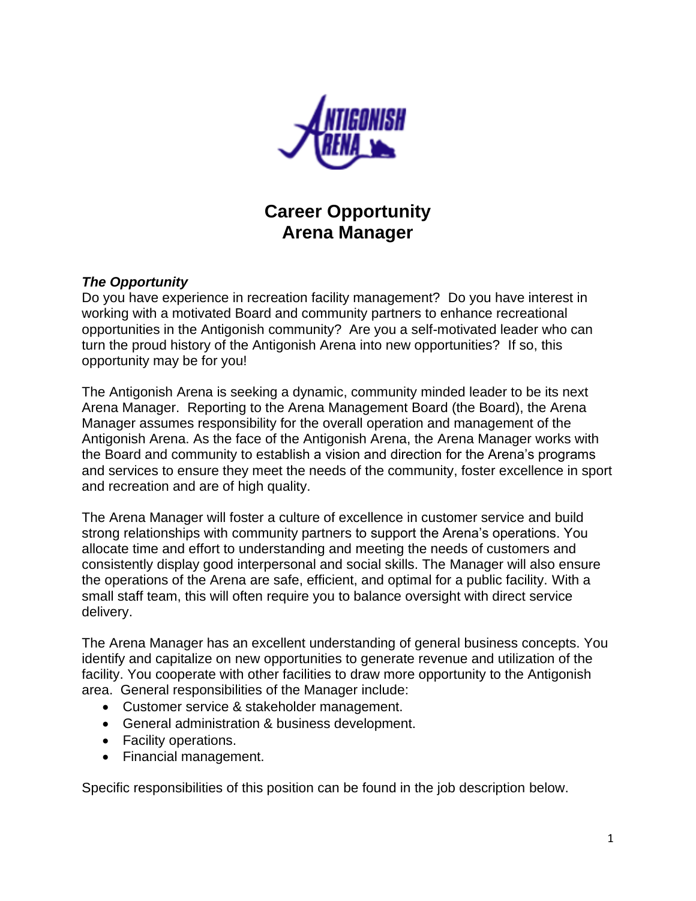# Career Opportunity
# Arena Manager

***The Opportunity***

Do you have experience in recreation facility management? Do you have interest in working with a motivated Board and community partners to enhance recreational opportunities in the Antigonish community? Are you a self-motivated leader who can turn the proud history of the Antigonish Arena into new opportunities? If so, this opportunity may be for you!

The Antigonish Arena is seeking a dynamic, community minded leader to be its next Arena Manager. Reporting to the Arena Management Board (the Board), the Arena Manager assumes responsibility for the overall operation and management of the Antigonish Arena. As the face of the Antigonish Arena, the Arena Manager works with the Board and community to establish a vision and direction for the Arena's programs and services to ensure they meet the needs of the community, foster excellence in sport and recreation and are of high quality.

The Arena Manager will foster a culture of excellence in customer service and build strong relationships with community partners to support the Arena's operations. You allocate time and effort to understanding and meeting the needs of customers and consistently display good interpersonal and social skills. The Manager will also ensure the operations of the Arena are safe, efficient, and optimal for a public facility. With a small staff team, this will often require you to balance oversight with direct service delivery.

The Arena Manager has an excellent understanding of general business concepts. You identify and capitalize on new opportunities to generate revenue and utilization of the facility. You cooperate with other facilities to draw more opportunity to the Antigonish area. General responsibilities of the Manager include:

- Customer service & stakeholder management.
- General administration & business development.
- Facility operations.
- Financial management.

Specific responsibilities of this position can be found in the job description below.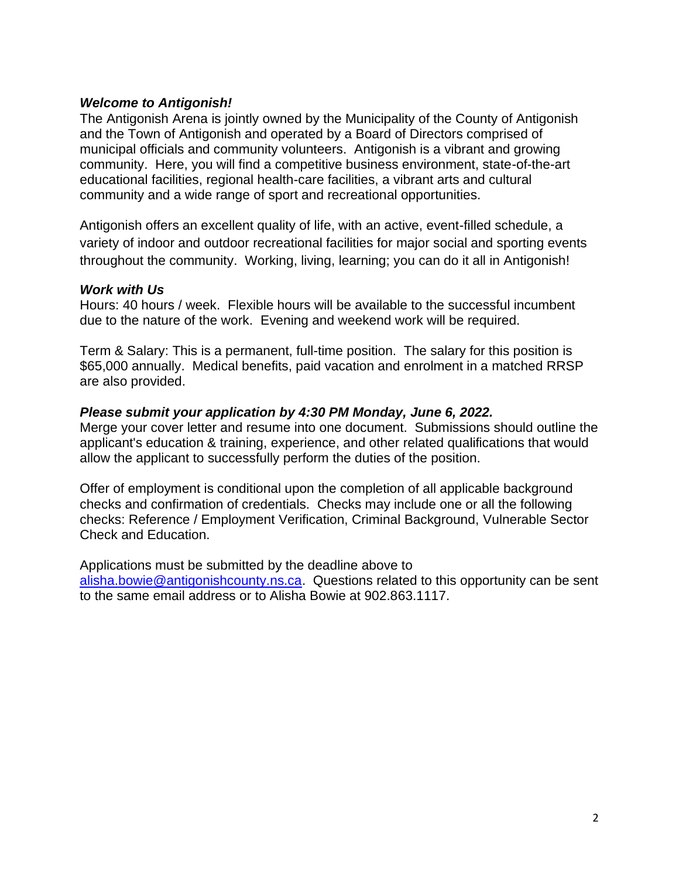***Welcome to Antigonish!***

The Antigonish Arena is jointly owned by the Municipality of the County of Antigonish and the Town of Antigonish and operated by a Board of Directors comprised of municipal officials and community volunteers. Antigonish is a vibrant and growing community. Here, you will find a competitive business environment, state-of-the-art educational facilities, regional health-care facilities, a vibrant arts and cultural community and a wide range of sport and recreational opportunities.

Antigonish offers an excellent quality of life, with an active, event-filled schedule, a variety of indoor and outdoor recreational facilities for major social and sporting events throughout the community. Working, living, learning; you can do it all in Antigonish!

***Work with Us***

Hours: 40 hours / week. Flexible hours will be available to the successful incumbent due to the nature of the work. Evening and weekend work will be required.

Term & Salary: This is a permanent, full-time position. The salary for this position is $65,000 annually. Medical benefits, paid vacation and enrolment in a matched RRSP are also provided.

***Please submit your application by 4:30 PM Monday, June 6, 2022.***

Merge your cover letter and resume into one document. Submissions should outline the applicant's education & training, experience, and other related qualifications that would allow the applicant to successfully perform the duties of the position.

Offer of employment is conditional upon the completion of all applicable background checks and confirmation of credentials. Checks may include one or all the following checks: Reference / Employment Verification, Criminal Background, Vulnerable Sector Check and Education.

Applications must be submitted by the deadline above to alisha.bowie@antigonishcounty.ns.ca. Questions related to this opportunity can be sent to the same email address or to Alisha Bowie at 902.863.1117.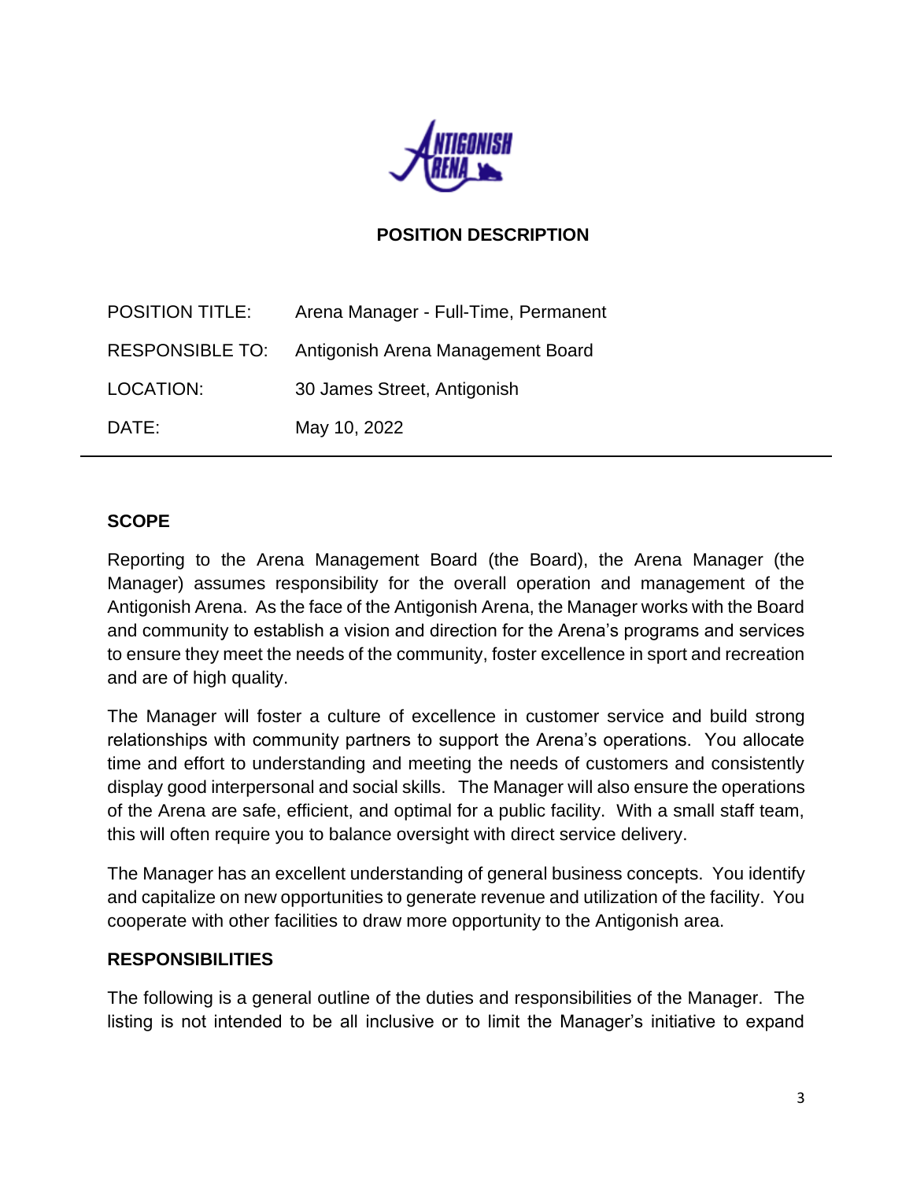**POSITION DESCRIPTION**

| | |
|---|---|
| POSITION TITLE: | Arena Manager - Full-Time, Permanent |
| RESPONSIBLE TO: | Antigonish Arena Management Board |
| LOCATION: | 30 James Street, Antigonish |
| DATE: | May 10, 2022 |

---

## SCOPE

Reporting to the Arena Management Board (the Board), the Arena Manager (the Manager) assumes responsibility for the overall operation and management of the Antigonish Arena. As the face of the Antigonish Arena, the Manager works with the Board and community to establish a vision and direction for the Arena's programs and services to ensure they meet the needs of the community, foster excellence in sport and recreation and are of high quality.

The Manager will foster a culture of excellence in customer service and build strong relationships with community partners to support the Arena's operations. You allocate time and effort to understanding and meeting the needs of customers and consistently display good interpersonal and social skills. The Manager will also ensure the operations of the Arena are safe, efficient, and optimal for a public facility. With a small staff team, this will often require you to balance oversight with direct service delivery.

The Manager has an excellent understanding of general business concepts. You identify and capitalize on new opportunities to generate revenue and utilization of the facility. You cooperate with other facilities to draw more opportunity to the Antigonish area.

## RESPONSIBILITIES

The following is a general outline of the duties and responsibilities of the Manager. The listing is not intended to be all inclusive or to limit the Manager's initiative to expand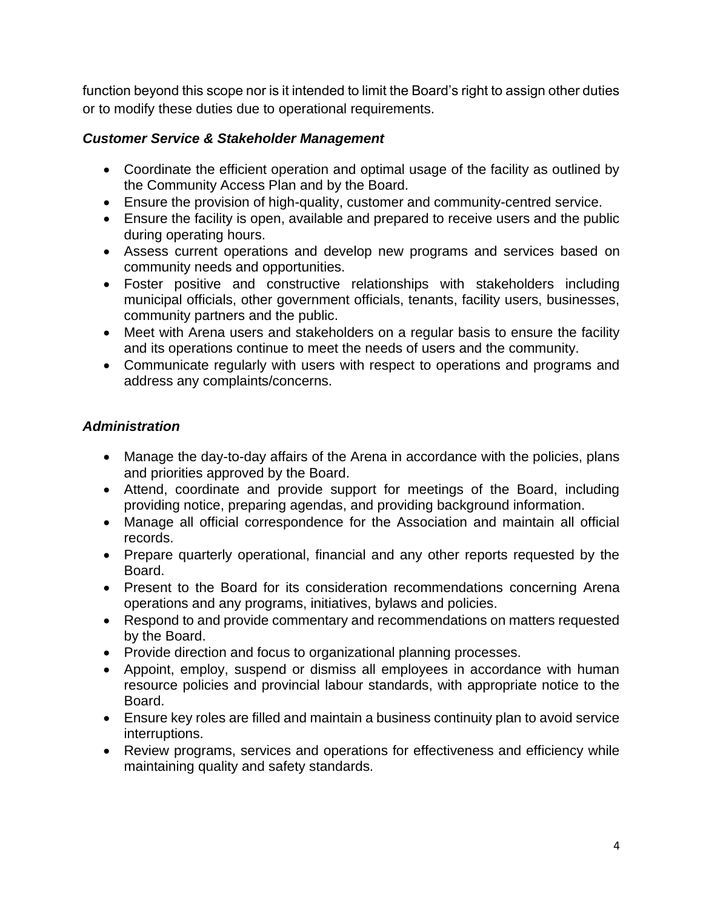function beyond this scope nor is it intended to limit the Board's right to assign other duties or to modify these duties due to operational requirements.

### *Customer Service & Stakeholder Management*

- Coordinate the efficient operation and optimal usage of the facility as outlined by the Community Access Plan and by the Board.
- Ensure the provision of high-quality, customer and community-centred service.
- Ensure the facility is open, available and prepared to receive users and the public during operating hours.
- Assess current operations and develop new programs and services based on community needs and opportunities.
- Foster positive and constructive relationships with stakeholders including municipal officials, other government officials, tenants, facility users, businesses, community partners and the public.
- Meet with Arena users and stakeholders on a regular basis to ensure the facility and its operations continue to meet the needs of users and the community.
- Communicate regularly with users with respect to operations and programs and address any complaints/concerns.

### *Administration*

- Manage the day-to-day affairs of the Arena in accordance with the policies, plans and priorities approved by the Board.
- Attend, coordinate and provide support for meetings of the Board, including providing notice, preparing agendas, and providing background information.
- Manage all official correspondence for the Association and maintain all official records.
- Prepare quarterly operational, financial and any other reports requested by the Board.
- Present to the Board for its consideration recommendations concerning Arena operations and any programs, initiatives, bylaws and policies.
- Respond to and provide commentary and recommendations on matters requested by the Board.
- Provide direction and focus to organizational planning processes.
- Appoint, employ, suspend or dismiss all employees in accordance with human resource policies and provincial labour standards, with appropriate notice to the Board.
- Ensure key roles are filled and maintain a business continuity plan to avoid service interruptions.
- Review programs, services and operations for effectiveness and efficiency while maintaining quality and safety standards.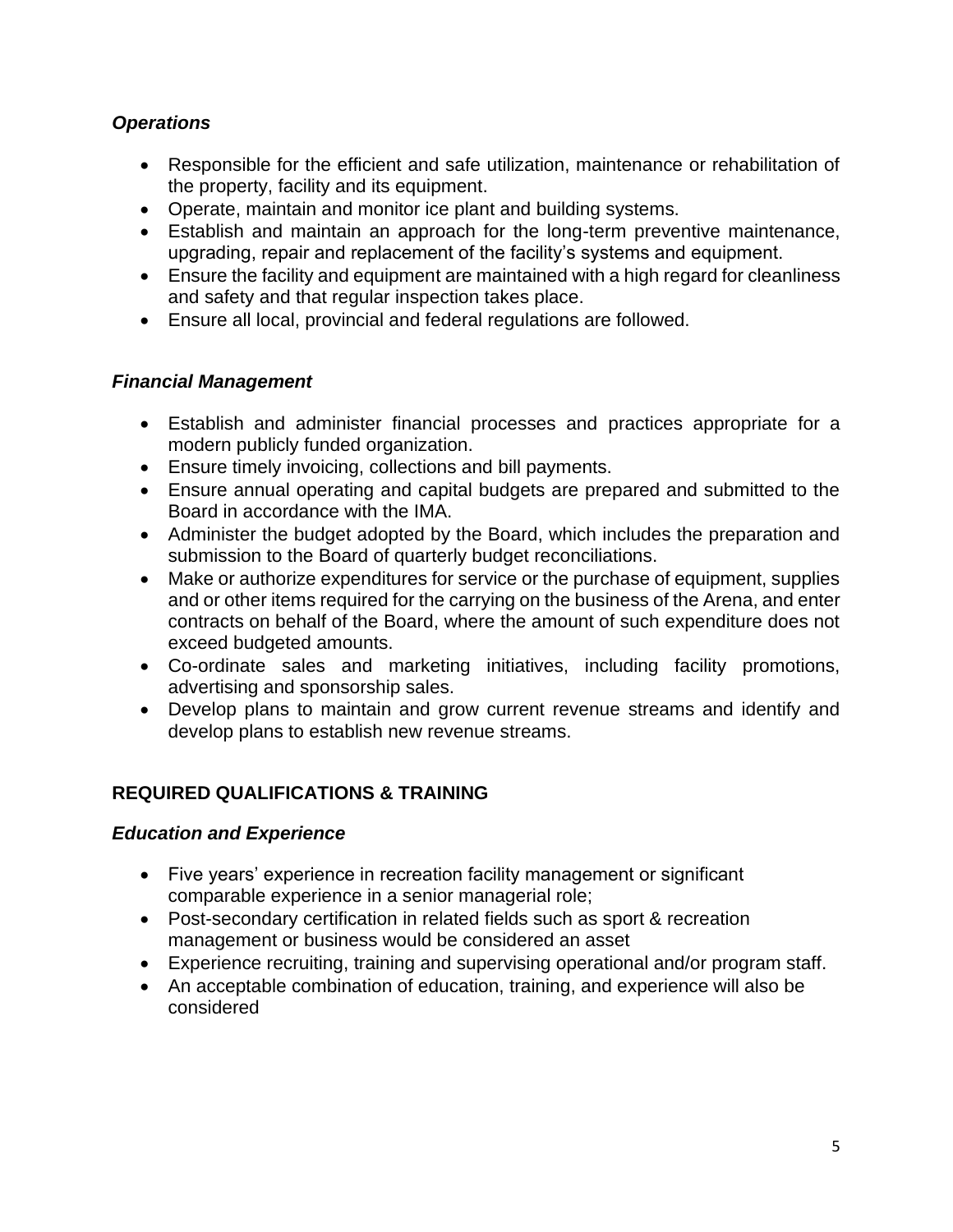### *Operations*

- Responsible for the efficient and safe utilization, maintenance or rehabilitation of the property, facility and its equipment.
- Operate, maintain and monitor ice plant and building systems.
- Establish and maintain an approach for the long-term preventive maintenance, upgrading, repair and replacement of the facility's systems and equipment.
- Ensure the facility and equipment are maintained with a high regard for cleanliness and safety and that regular inspection takes place.
- Ensure all local, provincial and federal regulations are followed.

### *Financial Management*

- Establish and administer financial processes and practices appropriate for a modern publicly funded organization.
- Ensure timely invoicing, collections and bill payments.
- Ensure annual operating and capital budgets are prepared and submitted to the Board in accordance with the IMA.
- Administer the budget adopted by the Board, which includes the preparation and submission to the Board of quarterly budget reconciliations.
- Make or authorize expenditures for service or the purchase of equipment, supplies and or other items required for the carrying on the business of the Arena, and enter contracts on behalf of the Board, where the amount of such expenditure does not exceed budgeted amounts.
- Co-ordinate sales and marketing initiatives, including facility promotions, advertising and sponsorship sales.
- Develop plans to maintain and grow current revenue streams and identify and develop plans to establish new revenue streams.

## REQUIRED QUALIFICATIONS & TRAINING

### *Education and Experience*

- Five years' experience in recreation facility management or significant comparable experience in a senior managerial role;
- Post-secondary certification in related fields such as sport & recreation management or business would be considered an asset
- Experience recruiting, training and supervising operational and/or program staff.
- An acceptable combination of education, training, and experience will also be considered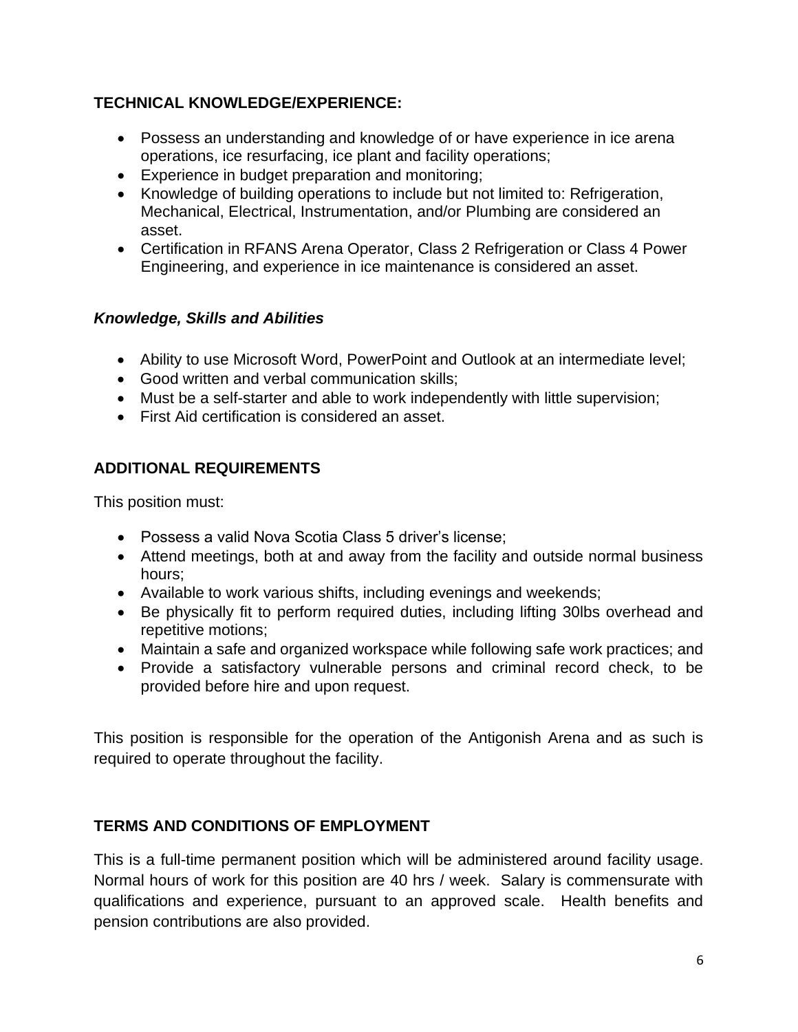**TECHNICAL KNOWLEDGE/EXPERIENCE:**

- Possess an understanding and knowledge of or have experience in ice arena operations, ice resurfacing, ice plant and facility operations;
- Experience in budget preparation and monitoring;
- Knowledge of building operations to include but not limited to: Refrigeration, Mechanical, Electrical, Instrumentation, and/or Plumbing are considered an asset.
- Certification in RFANS Arena Operator, Class 2 Refrigeration or Class 4 Power Engineering, and experience in ice maintenance is considered an asset.

***Knowledge, Skills and Abilities***

- Ability to use Microsoft Word, PowerPoint and Outlook at an intermediate level;
- Good written and verbal communication skills;
- Must be a self-starter and able to work independently with little supervision;
- First Aid certification is considered an asset.

**ADDITIONAL REQUIREMENTS**

This position must:

- Possess a valid Nova Scotia Class 5 driver's license;
- Attend meetings, both at and away from the facility and outside normal business hours;
- Available to work various shifts, including evenings and weekends;
- Be physically fit to perform required duties, including lifting 30lbs overhead and repetitive motions;
- Maintain a safe and organized workspace while following safe work practices; and
- Provide a satisfactory vulnerable persons and criminal record check, to be provided before hire and upon request.

This position is responsible for the operation of the Antigonish Arena and as such is required to operate throughout the facility.

**TERMS AND CONDITIONS OF EMPLOYMENT**

This is a full-time permanent position which will be administered around facility usage. Normal hours of work for this position are 40 hrs / week. Salary is commensurate with qualifications and experience, pursuant to an approved scale. Health benefits and pension contributions are also provided.